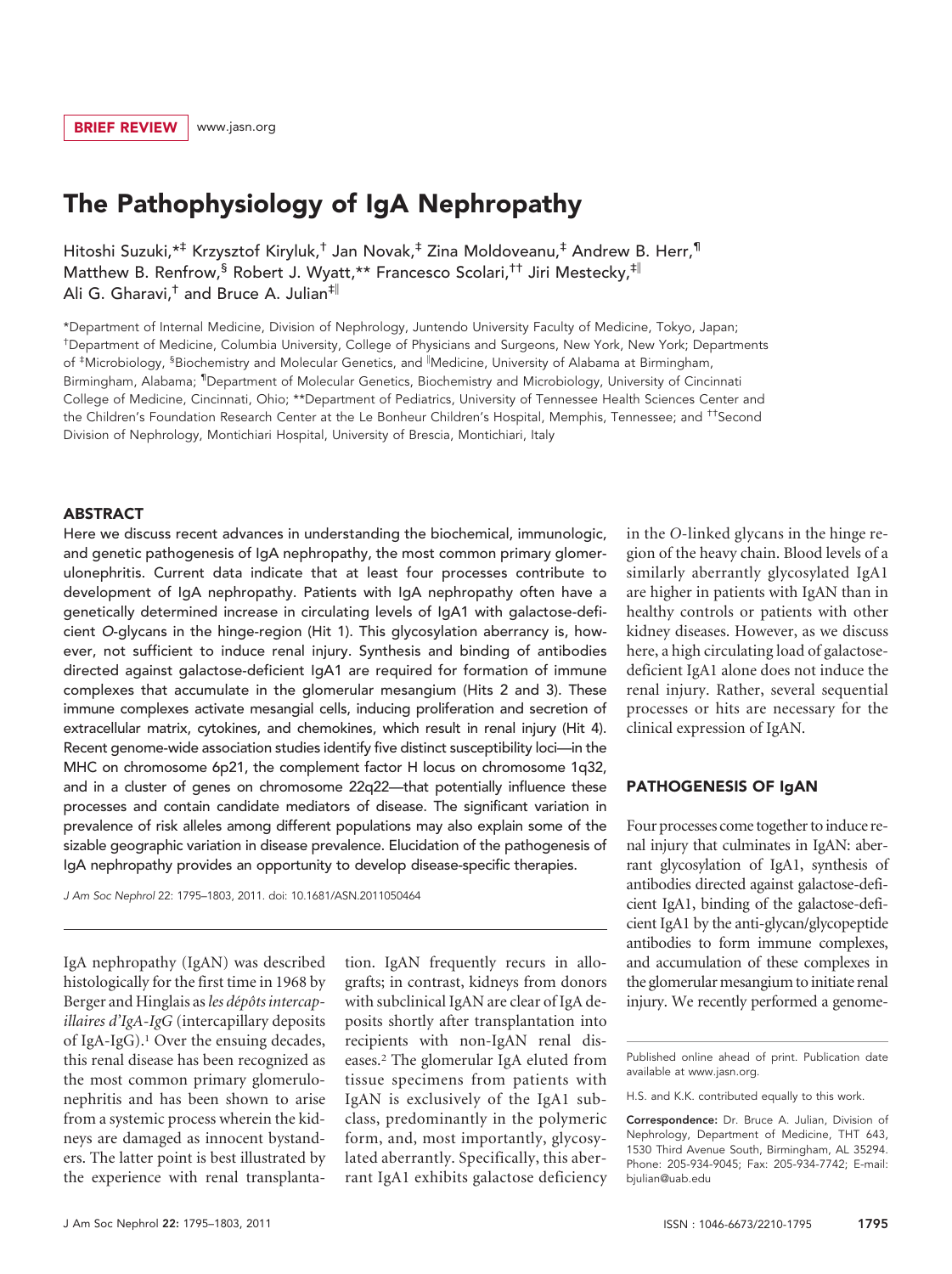BRIEF REVIEW www.jasn.org

# The Pathophysiology of IgA Nephropathy

Hitoshi Suzuki,*[‡] Krzysztof Kiryluk,[†] Jan Novak,[‡] Zina Moldoveanu,[‡] Andrew B. Herr,[¶] Matthew B. Renfrow,[§] Robert J. Wyatt,** Francesco Scolari,[††] Jiri Mestecky,[‡‖] Ali G. Gharavi,[†] and Bruce A. Julian[‡‖]

*Department of Internal Medicine, Division of Nephrology, Juntendo University Faculty of Medicine, Tokyo, Japan; [†]Department of Medicine, Columbia University, College of Physicians and Surgeons, New York, New York; Departments of [‡]Microbiology, [§]Biochemistry and Molecular Genetics, and [‖]Medicine, University of Alabama at Birmingham, Birmingham, Alabama; [¶]Department of Molecular Genetics, Biochemistry and Microbiology, University of Cincinnati College of Medicine, Cincinnati, Ohio; **Department of Pediatrics, University of Tennessee Health Sciences Center and the Children's Foundation Research Center at the Le Bonheur Children's Hospital, Memphis, Tennessee; and [††]Second Division of Nephrology, Montichiari Hospital, University of Brescia, Montichiari, Italy

## ABSTRACT

Here we discuss recent advances in understanding the biochemical, immunologic, and genetic pathogenesis of IgA nephropathy, the most common primary glomerulonephritis. Current data indicate that at least four processes contribute to development of IgA nephropathy. Patients with IgA nephropathy often have a genetically determined increase in circulating levels of IgA1 with galactose-deficient *O*-glycans in the hinge-region (Hit 1). This glycosylation aberrancy is, however, not sufficient to induce renal injury. Synthesis and binding of antibodies directed against galactose-deficient IgA1 are required for formation of immune complexes that accumulate in the glomerular mesangium (Hits 2 and 3). These immune complexes activate mesangial cells, inducing proliferation and secretion of extracellular matrix, cytokines, and chemokines, which result in renal injury (Hit 4). Recent genome-wide association studies identify five distinct susceptibility loci—in the MHC on chromosome 6p21, the complement factor H locus on chromosome 1q32, and in a cluster of genes on chromosome 22q22—that potentially influence these processes and contain candidate mediators of disease. The significant variation in prevalence of risk alleles among different populations may also explain some of the sizable geographic variation in disease prevalence. Elucidation of the pathogenesis of IgA nephropathy provides an opportunity to develop disease-specific therapies.

*J Am Soc Nephrol* 22: 1795–1803, 2011. doi: 10.1681/ASN.2011050464

IgA nephropathy (IgAN) was described histologically for the first time in 1968 by Berger and Hinglais as *les dépôts intercapillaires d'IgA-IgG* (intercapillary deposits of IgA-IgG).[1] Over the ensuing decades, this renal disease has been recognized as the most common primary glomerulonephritis and has been shown to arise from a systemic process wherein the kidneys are damaged as innocent bystanders. The latter point is best illustrated by the experience with renal transplantation. IgAN frequently recurs in allografts; in contrast, kidneys from donors with subclinical IgAN are clear of IgA deposits shortly after transplantation into recipients with non-IgAN renal diseases.[2] The glomerular IgA eluted from tissue specimens from patients with IgAN is exclusively of the IgA1 subclass, predominantly in the polymeric form, and, most importantly, glycosylated aberrantly. Specifically, this aberrant IgA1 exhibits galactose deficiency in the *O*-linked glycans in the hinge region of the heavy chain. Blood levels of a similarly aberrantly glycosylated IgA1 are higher in patients with IgAN than in healthy controls or patients with other kidney diseases. However, as we discuss here, a high circulating load of galactose-deficient IgA1 alone does not induce the renal injury. Rather, several sequential processes or hits are necessary for the clinical expression of IgAN.

## PATHOGENESIS OF IgAN

Four processes come together to induce renal injury that culminates in IgAN: aberrant glycosylation of IgA1, synthesis of antibodies directed against galactose-deficient IgA1, binding of the galactose-deficient IgA1 by the anti-glycan/glycopeptide antibodies to form immune complexes, and accumulation of these complexes in the glomerular mesangium to initiate renal injury. We recently performed a genome-

Published online ahead of print. Publication date available at www.jasn.org.

H.S. and K.K. contributed equally to this work.

**Correspondence:** Dr. Bruce A. Julian, Division of Nephrology, Department of Medicine, THT 643, 1530 Third Avenue South, Birmingham, AL 35294. Phone: 205-934-9045; Fax: 205-934-7742; E-mail: bjulian@uab.edu

ISSN : 1046-6673/2210-1795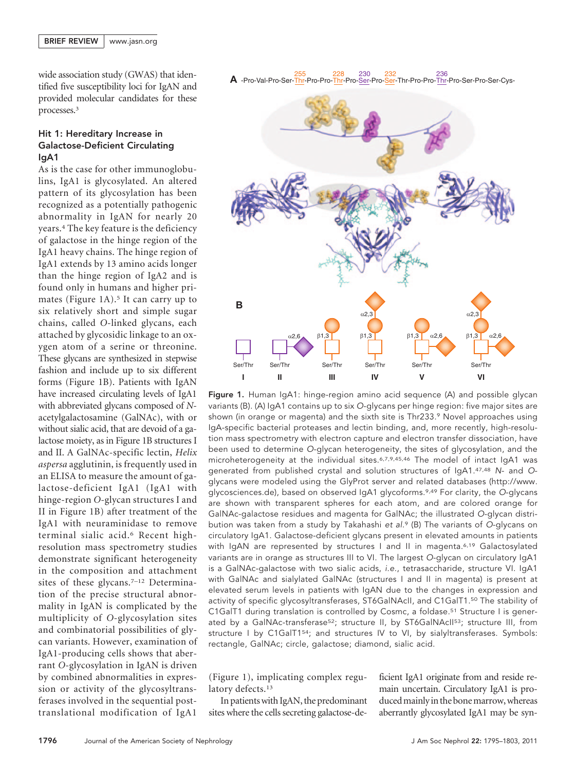wide association study (GWAS) that identified five susceptibility loci for IgAN and provided molecular candidates for these processes.[3]

### Hit 1: Hereditary Increase in Galactose-Deficient Circulating IgA1

As is the case for other immunoglobulins, IgA1 is glycosylated. An altered pattern of its glycosylation has been recognized as a potentially pathogenic abnormality in IgAN for nearly 20 years.[4] The key feature is the deficiency of galactose in the hinge region of the IgA1 heavy chains. The hinge region of IgA1 extends by 13 amino acids longer than the hinge region of IgA2 and is found only in humans and higher primates (Figure 1A).[5] It can carry up to six relatively short and simple sugar chains, called *O*-linked glycans, each attached by glycosidic linkage to an oxygen atom of a serine or threonine. These glycans are synthesized in stepwise fashion and include up to six different forms (Figure 1B). Patients with IgAN have increased circulating levels of IgA1 with abbreviated glycans composed of *N*-acetylgalactosamine (GalNAc), with or without sialic acid, that are devoid of a galactose moiety, as in Figure 1B structures I and II. A GalNAc-specific lectin, *Helix aspersa* agglutinin, is frequently used in an ELISA to measure the amount of galactose-deficient IgA1 (IgA1 with hinge-region *O*-glycan structures I and II in Figure 1B) after treatment of the IgA1 with neuraminidase to remove terminal sialic acid.[6] Recent high-resolution mass spectrometry studies demonstrate significant heterogeneity in the composition and attachment sites of these glycans.[7–12] Determination of the precise structural abnormality in IgAN is complicated by the multiplicity of *O*-glycosylation sites and combinatorial possibilities of glycan variants. However, examination of IgA1-producing cells shows that aberrant *O*-glycosylation in IgAN is driven by combined abnormalities in expression or activity of the glycosyltransferases involved in the sequential post-translational modification of IgA1 (Figure 1), implicating complex regulatory defects.[13]

In patients with IgAN, the predominant sites where the cells secreting galactose-deficient IgA1 originate from and reside remain uncertain. Circulatory IgA1 is produced mainly in the bone marrow, whereas aberrantly glycosylated IgA1 may be syn-

**A** -Pro-Val-Pro-Ser-Thr(255)-Pro-Pro-Thr(228)-Pro-Ser(230)-Pro-Ser(232)-Thr-Pro-Pro-Thr(236)-Pro-Ser-Pro-Ser-Cys-

**B** I: Ser/Thr; II: Ser/Thr ($\alpha$2,6); III: Ser/Thr ($\beta$1,3); IV: Ser/Thr ($\beta$1,3, $\alpha$2,3); V: Ser/Thr ($\beta$1,3, $\alpha$2,6); VI: Ser/Thr ($\beta$1,3, $\alpha$2,3, $\alpha$2,6)

**Figure 1.** Human IgA1: hinge-region amino acid sequence (A) and possible glycan variants (B). (A) IgA1 contains up to six *O*-glycans per hinge region: five major sites are shown (in orange or magenta) and the sixth site is Thr233.[9] Novel approaches using IgA-specific bacterial proteases and lectin binding, and, more recently, high-resolution mass spectrometry with electron capture and electron transfer dissociation, have been used to determine *O*-glycan heterogeneity, the sites of glycosylation, and the microheterogeneity at the individual sites.[6,7,9,45,46] The model of intact IgA1 was generated from published crystal and solution structures of IgA1.[47,48] *N*- and *O*-glycans were modeled using the GlyProt server and related databases (http://www.glycosciences.de), based on observed IgA1 glycoforms.[9,49] For clarity, the *O*-glycans are shown with transparent spheres for each atom, and are colored orange for GalNAc-galactose residues and magenta for GalNAc; the illustrated *O*-glycan distribution was taken from a study by Takahashi *et al.*[9] (B) The variants of *O*-glycans on circulatory IgA1. Galactose-deficient glycans present in elevated amounts in patients with IgAN are represented by structures I and II in magenta.[6,19] Galactosylated variants are in orange as structures III to VI. The largest *O*-glycan on circulatory IgA1 is a GalNAc-galactose with two sialic acids, *i.e.*, tetrasaccharide, structure VI. IgA1 with GalNAc and sialylated GalNAc (structures I and II in magenta) is present at elevated serum levels in patients with IgAN due to the changes in expression and activity of specific glycosyltransferases, ST6GalNAcII, and C1GalT1.[50] The stability of C1GalT1 during translation is controlled by Cosmc, a foldase.[51] Structure I is generated by a GalNAc-transferase[52]; structure II, by ST6GalNAcII[53]; structure III, from structure I by C1GalT1[54]; and structures IV to VI, by sialyltransferases. Symbols: rectangle, GalNAc; circle, galactose; diamond, sialic acid.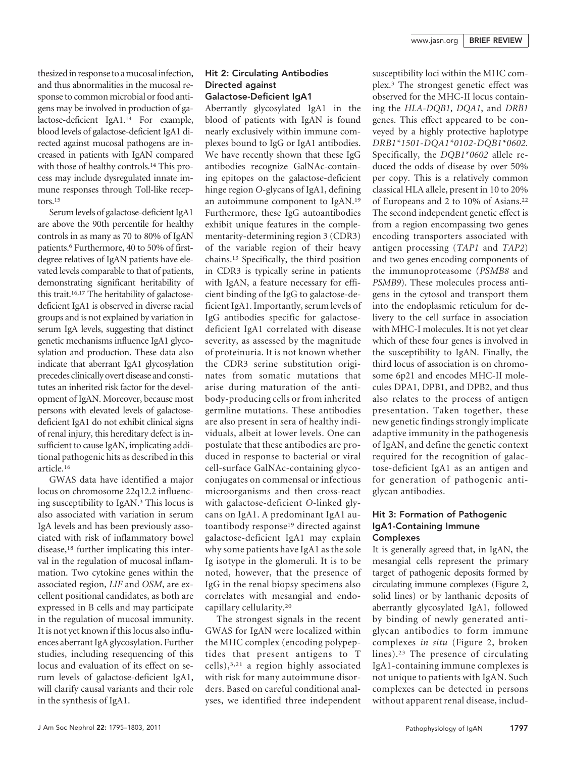thesized in response to a mucosal infection, and thus abnormalities in the mucosal response to common microbial or food antigens may be involved in production of galactose-deficient IgA1.[14] For example, blood levels of galactose-deficient IgA1 directed against mucosal pathogens are increased in patients with IgAN compared with those of healthy controls.[14] This process may include dysregulated innate immune responses through Toll-like receptors.[15]

Serum levels of galactose-deficient IgA1 are above the 90th percentile for healthy controls in as many as 70 to 80% of IgAN patients.[6] Furthermore, 40 to 50% of first-degree relatives of IgAN patients have elevated levels comparable to that of patients, demonstrating significant heritability of this trait.[16,17] The heritability of galactose-deficient IgA1 is observed in diverse racial groups and is not explained by variation in serum IgA levels, suggesting that distinct genetic mechanisms influence IgA1 glycosylation and production. These data also indicate that aberrant IgA1 glycosylation precedes clinically overt disease and constitutes an inherited risk factor for the development of IgAN. Moreover, because most persons with elevated levels of galactose-deficient IgA1 do not exhibit clinical signs of renal injury, this hereditary defect is insufficient to cause IgAN, implicating additional pathogenic hits as described in this article.[16]

GWAS data have identified a major locus on chromosome 22q12.2 influencing susceptibility to IgAN.[3] This locus is also associated with variation in serum IgA levels and has been previously associated with risk of inflammatory bowel disease,[18] further implicating this interval in the regulation of mucosal inflammation. Two cytokine genes within the associated region, *LIF* and *OSM*, are excellent positional candidates, as both are expressed in B cells and may participate in the regulation of mucosal immunity. It is not yet known if this locus also influences aberrant IgA glycosylation. Further studies, including resequencing of this locus and evaluation of its effect on serum levels of galactose-deficient IgA1, will clarify causal variants and their role in the synthesis of IgA1.

### Hit 2: Circulating Antibodies Directed against Galactose-Deficient IgA1

Aberrantly glycosylated IgA1 in the blood of patients with IgAN is found nearly exclusively within immune complexes bound to IgG or IgA1 antibodies. We have recently shown that these IgG antibodies recognize GalNAc-containing epitopes on the galactose-deficient hinge region *O*-glycans of IgA1, defining an autoimmune component to IgAN.[19] Furthermore, these IgG autoantibodies exhibit unique features in the complementarity-determining region 3 (CDR3) of the variable region of their heavy chains.[13] Specifically, the third position in CDR3 is typically serine in patients with IgAN, a feature necessary for efficient binding of the IgG to galactose-deficient IgA1. Importantly, serum levels of IgG antibodies specific for galactose-deficient IgA1 correlated with disease severity, as assessed by the magnitude of proteinuria. It is not known whether the CDR3 serine substitution originates from somatic mutations that arise during maturation of the antibody-producing cells or from inherited germline mutations. These antibodies are also present in sera of healthy individuals, albeit at lower levels. One can postulate that these antibodies are produced in response to bacterial or viral cell-surface GalNAc-containing glycoconjugates on commensal or infectious microorganisms and then cross-react with galactose-deficient *O*-linked glycans on IgA1. A predominant IgA1 autoantibody response[19] directed against galactose-deficient IgA1 may explain why some patients have IgA1 as the sole Ig isotype in the glomeruli. It is to be noted, however, that the presence of IgG in the renal biopsy specimens also correlates with mesangial and endocapillary cellularity.[20]

The strongest signals in the recent GWAS for IgAN were localized within the MHC complex (encoding polypeptides that present antigens to T cells),[3,21] a region highly associated with risk for many autoimmune disorders. Based on careful conditional analyses, we identified three independent susceptibility loci within the MHC complex.[3] The strongest genetic effect was observed for the MHC-II locus containing the *HLA-DQB1*, *DQA1*, and *DRB1* genes. This effect appeared to be conveyed by a highly protective haplotype *DRB1\*1501-DQA1\*0102-DQB1\*0602.* Specifically, the *DQB1\*0602* allele reduced the odds of disease by over 50% per copy. This is a relatively common classical HLA allele, present in 10 to 20% of Europeans and 2 to 10% of Asians.[22] The second independent genetic effect is from a region encompassing two genes encoding transporters associated with antigen processing (*TAP1* and *TAP2*) and two genes encoding components of the immunoproteasome (*PSMB8* and *PSMB9*). These molecules process antigens in the cytosol and transport them into the endoplasmic reticulum for delivery to the cell surface in association with MHC-I molecules. It is not yet clear which of these four genes is involved in the susceptibility to IgAN. Finally, the third locus of association is on chromosome 6p21 and encodes MHC-II molecules DPA1, DPB1, and DPB2, and thus also relates to the process of antigen presentation. Taken together, these new genetic findings strongly implicate adaptive immunity in the pathogenesis of IgAN, and define the genetic context required for the recognition of galactose-deficient IgA1 as an antigen and for generation of pathogenic antiglycan antibodies.

### Hit 3: Formation of Pathogenic IgA1-Containing Immune Complexes

It is generally agreed that, in IgAN, the mesangial cells represent the primary target of pathogenic deposits formed by circulating immune complexes (Figure 2, solid lines) or by lanthanic deposits of aberrantly glycosylated IgA1, followed by binding of newly generated antiglycan antibodies to form immune complexes *in situ* (Figure 2, broken lines).[23] The presence of circulating IgA1-containing immune complexes is not unique to patients with IgAN. Such complexes can be detected in persons without apparent renal disease, includ-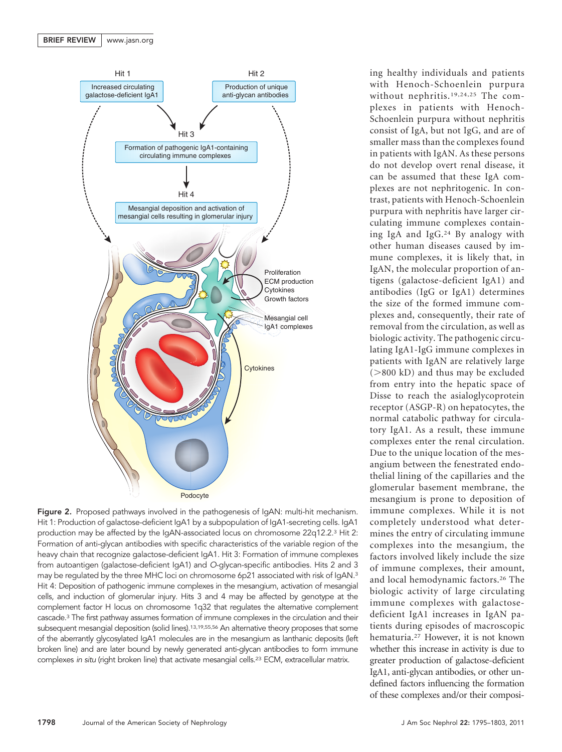Figure 2. Proposed pathways involved in the pathogenesis of IgAN: multi-hit mechanism. Hit 1: Production of galactose-deficient IgA1 by a subpopulation of IgA1-secreting cells. IgA1 production may be affected by the IgAN-associated locus on chromosome 22q12.2.[3] Hit 2: Formation of anti-glycan antibodies with specific characteristics of the variable region of the heavy chain that recognize galactose-deficient IgA1. Hit 3: Formation of immune complexes from autoantigen (galactose-deficient IgA1) and *O*-glycan-specific antibodies. Hits 2 and 3 may be regulated by the three MHC loci on chromosome 6p21 associated with risk of IgAN.[3] Hit 4: Deposition of pathogenic immune complexes in the mesangium, activation of mesangial cells, and induction of glomerular injury. Hits 3 and 4 may be affected by genotype at the complement factor H locus on chromosome 1q32 that regulates the alternative complement cascade.[3] The first pathway assumes formation of immune complexes in the circulation and their subsequent mesangial deposition (solid lines).[13,19,55,56] An alternative theory proposes that some of the aberrantly glycosylated IgA1 molecules are in the mesangium as lanthanic deposits (left broken line) and are later bound by newly generated anti-glycan antibodies to form immune complexes *in situ* (right broken line) that activate mesangial cells.[23] ECM, extracellular matrix.

ing healthy individuals and patients with Henoch-Schoenlein purpura without nephritis.[19,24,25] The complexes in patients with Henoch-Schoenlein purpura without nephritis consist of IgA, but not IgG, and are of smaller mass than the complexes found in patients with IgAN. As these persons do not develop overt renal disease, it can be assumed that these IgA complexes are not nephritogenic. In contrast, patients with Henoch-Schoenlein purpura with nephritis have larger circulating immune complexes containing IgA and IgG.[24] By analogy with other human diseases caused by immune complexes, it is likely that, in IgAN, the molecular proportion of antigens (galactose-deficient IgA1) and antibodies (IgG or IgA1) determines the size of the formed immune complexes and, consequently, their rate of removal from the circulation, as well as biologic activity. The pathogenic circulating IgA1-IgG immune complexes in patients with IgAN are relatively large (>800 kD) and thus may be excluded from entry into the hepatic space of Disse to reach the asialoglycoprotein receptor (ASGP-R) on hepatocytes, the normal catabolic pathway for circulatory IgA1. As a result, these immune complexes enter the renal circulation. Due to the unique location of the mesangium between the fenestrated endothelial lining of the capillaries and the glomerular basement membrane, the mesangium is prone to deposition of immune complexes. While it is not completely understood what determines the entry of circulating immune complexes into the mesangium, the factors involved likely include the size of immune complexes, their amount, and local hemodynamic factors.[26] The biologic activity of large circulating immune complexes with galactose-deficient IgA1 increases in IgAN patients during episodes of macroscopic hematuria.[27] However, it is not known whether this increase in activity is due to greater production of galactose-deficient IgA1, anti-glycan antibodies, or other undefined factors influencing the formation of these complexes and/or their composi-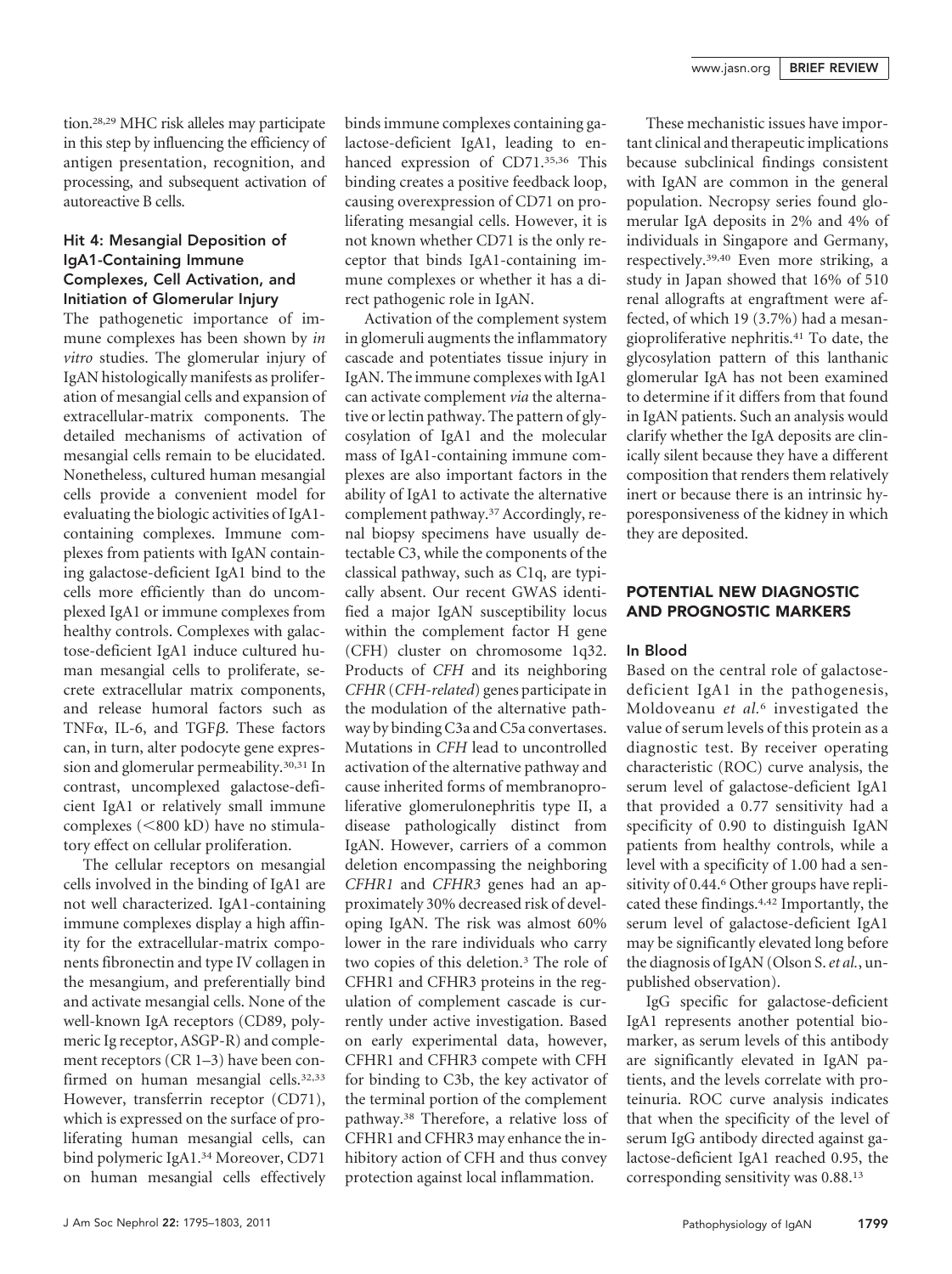tion.[28,29] MHC risk alleles may participate in this step by influencing the efficiency of antigen presentation, recognition, and processing, and subsequent activation of autoreactive B cells.

### Hit 4: Mesangial Deposition of IgA1-Containing Immune Complexes, Cell Activation, and Initiation of Glomerular Injury

The pathogenetic importance of immune complexes has been shown by *in vitro* studies. The glomerular injury of IgAN histologically manifests as proliferation of mesangial cells and expansion of extracellular-matrix components. The detailed mechanisms of activation of mesangial cells remain to be elucidated. Nonetheless, cultured human mesangial cells provide a convenient model for evaluating the biologic activities of IgA1-containing complexes. Immune complexes from patients with IgAN containing galactose-deficient IgA1 bind to the cells more efficiently than do uncomplexed IgA1 or immune complexes from healthy controls. Complexes with galactose-deficient IgA1 induce cultured human mesangial cells to proliferate, secrete extracellular matrix components, and release humoral factors such as TNF$\alpha$, IL-6, and TGF$\beta$. These factors can, in turn, alter podocyte gene expression and glomerular permeability.[30,31] In contrast, uncomplexed galactose-deficient IgA1 or relatively small immune complexes (<800 kD) have no stimulatory effect on cellular proliferation.

The cellular receptors on mesangial cells involved in the binding of IgA1 are not well characterized. IgA1-containing immune complexes display a high affinity for the extracellular-matrix components fibronectin and type IV collagen in the mesangium, and preferentially bind and activate mesangial cells. None of the well-known IgA receptors (CD89, polymeric Ig receptor, ASGP-R) and complement receptors (CR 1–3) have been confirmed on human mesangial cells.[32,33] However, transferrin receptor (CD71), which is expressed on the surface of proliferating human mesangial cells, can bind polymeric IgA1.[34] Moreover, CD71 on human mesangial cells effectively binds immune complexes containing galactose-deficient IgA1, leading to enhanced expression of CD71.[35,36] This binding creates a positive feedback loop, causing overexpression of CD71 on proliferating mesangial cells. However, it is not known whether CD71 is the only receptor that binds IgA1-containing immune complexes or whether it has a direct pathogenic role in IgAN.

Activation of the complement system in glomeruli augments the inflammatory cascade and potentiates tissue injury in IgAN. The immune complexes with IgA1 can activate complement *via* the alternative or lectin pathway. The pattern of glycosylation of IgA1 and the molecular mass of IgA1-containing immune complexes are also important factors in the ability of IgA1 to activate the alternative complement pathway.[37] Accordingly, renal biopsy specimens have usually detectable C3, while the components of the classical pathway, such as C1q, are typically absent. Our recent GWAS identified a major IgAN susceptibility locus within the complement factor H gene (CFH) cluster on chromosome 1q32. Products of *CFH* and its neighboring *CFHR* (*CFH-related*) genes participate in the modulation of the alternative pathway by binding C3a and C5a convertases. Mutations in *CFH* lead to uncontrolled activation of the alternative pathway and cause inherited forms of membranoproliferative glomerulonephritis type II, a disease pathologically distinct from IgAN. However, carriers of a common deletion encompassing the neighboring *CFHR1* and *CFHR3* genes had an approximately 30% decreased risk of developing IgAN. The risk was almost 60% lower in the rare individuals who carry two copies of this deletion.[3] The role of CFHR1 and CFHR3 proteins in the regulation of complement cascade is currently under active investigation. Based on early experimental data, however, CFHR1 and CFHR3 compete with CFH for binding to C3b, the key activator of the terminal portion of the complement pathway.[38] Therefore, a relative loss of CFHR1 and CFHR3 may enhance the inhibitory action of CFH and thus convey protection against local inflammation.

These mechanistic issues have important clinical and therapeutic implications because subclinical findings consistent with IgAN are common in the general population. Necropsy series found glomerular IgA deposits in 2% and 4% of individuals in Singapore and Germany, respectively.[39,40] Even more striking, a study in Japan showed that 16% of 510 renal allografts at engraftment were affected, of which 19 (3.7%) had a mesangioproliferative nephritis.[41] To date, the glycosylation pattern of this lanthanic glomerular IgA has not been examined to determine if it differs from that found in IgAN patients. Such an analysis would clarify whether the IgA deposits are clinically silent because they have a different composition that renders them relatively inert or because there is an intrinsic hyporesponsiveness of the kidney in which they are deposited.

## POTENTIAL NEW DIAGNOSTIC AND PROGNOSTIC MARKERS

### In Blood

Based on the central role of galactose-deficient IgA1 in the pathogenesis, Moldoveanu *et al.*[6] investigated the value of serum levels of this protein as a diagnostic test. By receiver operating characteristic (ROC) curve analysis, the serum level of galactose-deficient IgA1 that provided a 0.77 sensitivity had a specificity of 0.90 to distinguish IgAN patients from healthy controls, while a level with a specificity of 1.00 had a sensitivity of 0.44.[6] Other groups have replicated these findings.[4,42] Importantly, the serum level of galactose-deficient IgA1 may be significantly elevated long before the diagnosis of IgAN (Olson S. *et al.*, unpublished observation).

IgG specific for galactose-deficient IgA1 represents another potential biomarker, as serum levels of this antibody are significantly elevated in IgAN patients, and the levels correlate with proteinuria. ROC curve analysis indicates that when the specificity of the level of serum IgG antibody directed against galactose-deficient IgA1 reached 0.95, the corresponding sensitivity was 0.88.[13]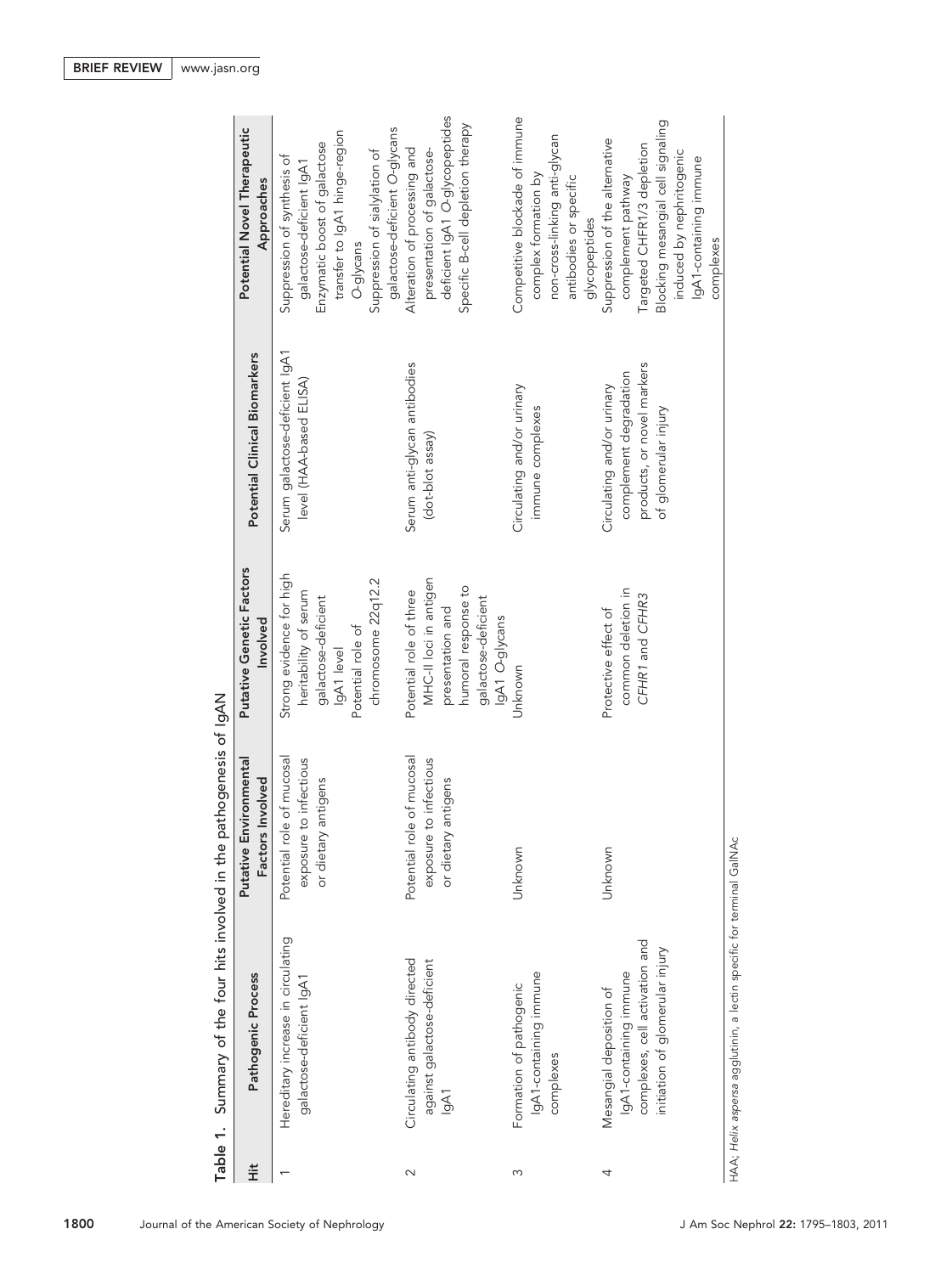**Table 1.** Summary of the four hits involved in the pathogenesis of IgAN

| Hit | Pathogenic Process | Putative Environmental Factors Involved | Putative Genetic Factors Involved | Potential Clinical Biomarkers | Potential Novel Therapeutic Approaches |
|---|---|---|---|---|---|
| 1 | Hereditary increase in circulating galactose-deficient IgA1 | Potential role of mucosal exposure to infectious or dietary antigens | Strong evidence for high heritability of serum galactose-deficient IgA1 level<br>Potential role of chromosome 22q12.2 | Serum galactose-deficient IgA1 level (HAA-based ELISA) | Suppression of synthesis of galactose-deficient IgA1<br>Enzymatic boost of galactose transfer to IgA1 hinge-region *O*-glycans<br>Suppression of sialylation of galactose-deficient *O*-glycans |
| 2 | Circulating antibody directed against galactose-deficient IgA1 | Potential role of mucosal exposure to infectious or dietary antigens | Potential role of three MHC-II loci in antigen presentation and humoral response to galactose-deficient IgA1 *O*-glycans | Serum anti-glycan antibodies (dot-blot assay) | Alteration of processing and presentation of galactose-deficient IgA1 *O*-glycopeptides<br>Specific B-cell depletion therapy |
| 3 | Formation of pathogenic IgA1-containing immune complexes | Unknown | Unknown | Circulating and/or urinary immune complexes | Competitive blockade of immune complex formation by non-cross-linking anti-glycan antibodies or specific glycopeptides |
| 4 | Mesangial deposition of IgA1-containing immune complexes, cell activation and initiation of glomerular injury | Unknown | Protective effect of common deletion in *CFHR1* and *CFHR3* | Circulating and/or urinary complement degradation products, or novel markers of glomerular injury | Suppression of the alternative complement pathway<br>Targeted CHFR1/3 depletion<br>Blocking mesangial cell signaling induced by nephritogenic IgA1-containing immune complexes |

HAA; *Helix aspersa* agglutinin, a lectin specific for terminal GalNAc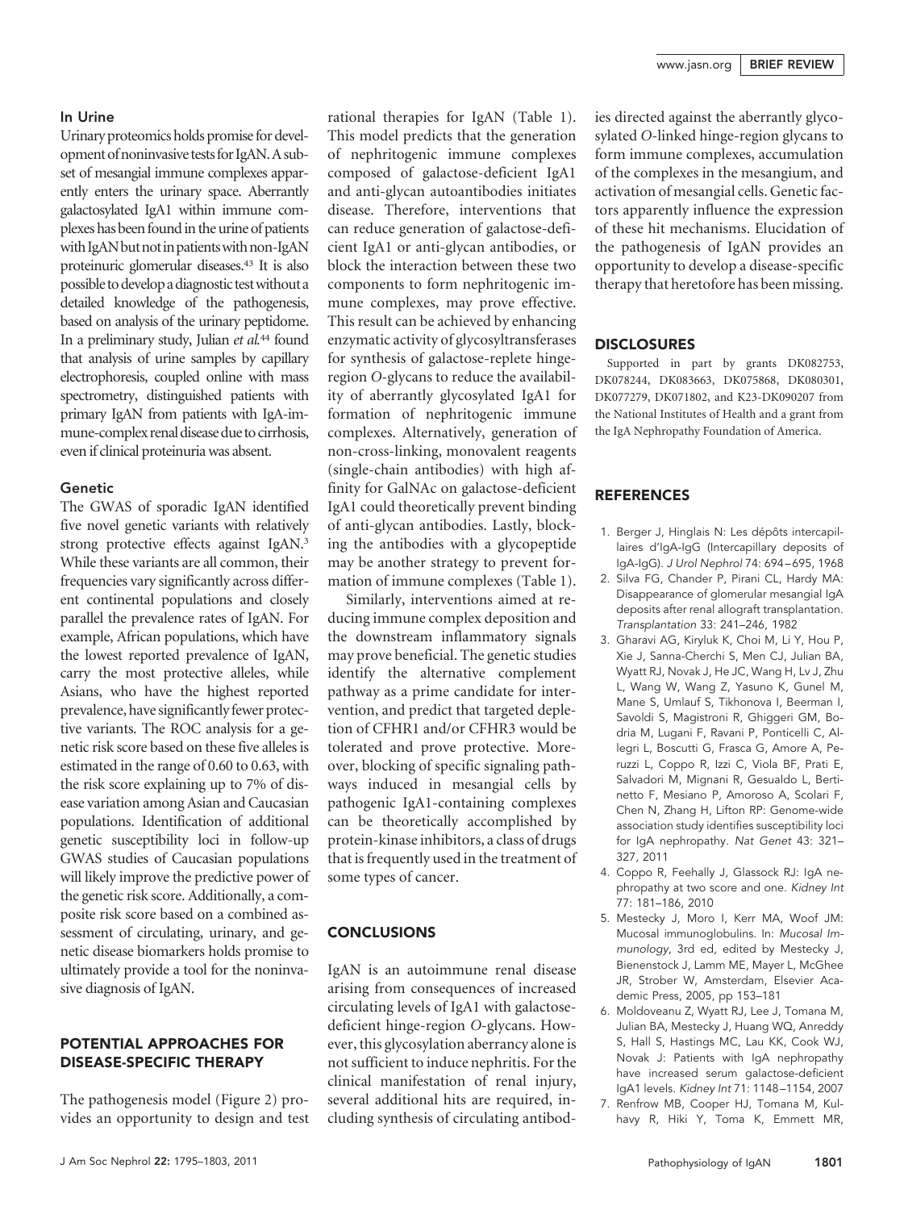### In Urine

Urinary proteomics holds promise for development of noninvasive tests for IgAN. A subset of mesangial immune complexes apparently enters the urinary space. Aberrantly galactosylated IgA1 within immune complexes has been found in the urine of patients with IgAN but not in patients with non-IgAN proteinuric glomerular diseases.[43] It is also possible to develop a diagnostic test without a detailed knowledge of the pathogenesis, based on analysis of the urinary peptidome. In a preliminary study, Julian *et al.*[44] found that analysis of urine samples by capillary electrophoresis, coupled online with mass spectrometry, distinguished patients with primary IgAN from patients with IgA-immune-complex renal disease due to cirrhosis, even if clinical proteinuria was absent.

### Genetic

The GWAS of sporadic IgAN identified five novel genetic variants with relatively strong protective effects against IgAN.[3] While these variants are all common, their frequencies vary significantly across different continental populations and closely parallel the prevalence rates of IgAN. For example, African populations, which have the lowest reported prevalence of IgAN, carry the most protective alleles, while Asians, who have the highest reported prevalence, have significantly fewer protective variants. The ROC analysis for a genetic risk score based on these five alleles is estimated in the range of 0.60 to 0.63, with the risk score explaining up to 7% of disease variation among Asian and Caucasian populations. Identification of additional genetic susceptibility loci in follow-up GWAS studies of Caucasian populations will likely improve the predictive power of the genetic risk score. Additionally, a composite risk score based on a combined assessment of circulating, urinary, and genetic disease biomarkers holds promise to ultimately provide a tool for the noninvasive diagnosis of IgAN.

## POTENTIAL APPROACHES FOR DISEASE-SPECIFIC THERAPY

The pathogenesis model (Figure 2) provides an opportunity to design and test rational therapies for IgAN (Table 1). This model predicts that the generation of nephritogenic immune complexes composed of galactose-deficient IgA1 and anti-glycan autoantibodies initiates disease. Therefore, interventions that can reduce generation of galactose-deficient IgA1 or anti-glycan antibodies, or block the interaction between these two components to form nephritogenic immune complexes, may prove effective. This result can be achieved by enhancing enzymatic activity of glycosyltransferases for synthesis of galactose-replete hinge-region *O*-glycans to reduce the availability of aberrantly glycosylated IgA1 for formation of nephritogenic immune complexes. Alternatively, generation of non-cross-linking, monovalent reagents (single-chain antibodies) with high affinity for GalNAc on galactose-deficient IgA1 could theoretically prevent binding of anti-glycan antibodies. Lastly, blocking the antibodies with a glycopeptide may be another strategy to prevent formation of immune complexes (Table 1).

Similarly, interventions aimed at reducing immune complex deposition and the downstream inflammatory signals may prove beneficial. The genetic studies identify the alternative complement pathway as a prime candidate for intervention, and predict that targeted depletion of CFHR1 and/or CFHR3 would be tolerated and prove protective. Moreover, blocking of specific signaling pathways induced in mesangial cells by pathogenic IgA1-containing complexes can be theoretically accomplished by protein-kinase inhibitors, a class of drugs that is frequently used in the treatment of some types of cancer.

## CONCLUSIONS

IgAN is an autoimmune renal disease arising from consequences of increased circulating levels of IgA1 with galactose-deficient hinge-region *O*-glycans. However, this glycosylation aberrancy alone is not sufficient to induce nephritis. For the clinical manifestation of renal injury, several additional hits are required, including synthesis of circulating antibodies directed against the aberrantly glycosylated *O*-linked hinge-region glycans to form immune complexes, accumulation of the complexes in the mesangium, and activation of mesangial cells. Genetic factors apparently influence the expression of these hit mechanisms. Elucidation of the pathogenesis of IgAN provides an opportunity to develop a disease-specific therapy that heretofore has been missing.

## DISCLOSURES

Supported in part by grants DK082753, DK078244, DK083663, DK075868, DK080301, DK077279, DK071802, and K23-DK090207 from the National Institutes of Health and a grant from the IgA Nephropathy Foundation of America.

## REFERENCES

1. Berger J, Hinglais N: Les dépôts intercapillaires d'IgA-IgG (Intercapillary deposits of IgA-IgG). *J Urol Nephrol* 74: 694–695, 1968
2. Silva FG, Chander P, Pirani CL, Hardy MA: Disappearance of glomerular mesangial IgA deposits after renal allograft transplantation. *Transplantation* 33: 241–246, 1982
3. Gharavi AG, Kiryluk K, Choi M, Li Y, Hou P, Xie J, Sanna-Cherchi S, Men CJ, Julian BA, Wyatt RJ, Novak J, He JC, Wang H, Lv J, Zhu L, Wang W, Wang Z, Yasuno K, Gunel M, Mane S, Umlauf S, Tikhonova I, Beerman I, Savoldi S, Magistroni R, Ghiggeri GM, Bodria M, Lugani F, Ravani P, Ponticelli C, Allegri L, Boscutti G, Frasca G, Amore A, Peruzzi L, Coppo R, Izzi C, Viola BF, Prati E, Salvadori M, Mignani R, Gesualdo L, Bertinetto F, Mesiano P, Amoroso A, Scolari F, Chen N, Zhang H, Lifton RP: Genome-wide association study identifies susceptibility loci for IgA nephropathy. *Nat Genet* 43: 321–327, 2011
4. Coppo R, Feehally J, Glassock RJ: IgA nephropathy at two score and one. *Kidney Int* 77: 181–186, 2010
5. Mestecky J, Moro I, Kerr MA, Woof JM: Mucosal immunoglobulins. In: *Mucosal Immunology*, 3rd ed, edited by Mestecky J, Bienenstock J, Lamm ME, Mayer L, McGhee JR, Strober W, Amsterdam, Elsevier Academic Press, 2005, pp 153–181
6. Moldoveanu Z, Wyatt RJ, Lee J, Tomana M, Julian BA, Mestecky J, Huang WQ, Anreddy S, Hall S, Hastings MC, Lau KK, Cook WJ, Novak J: Patients with IgA nephropathy have increased serum galactose-deficient IgA1 levels. *Kidney Int* 71: 1148–1154, 2007
7. Renfrow MB, Cooper HJ, Tomana M, Kulhavy R, Hiki Y, Toma K, Emmett MR,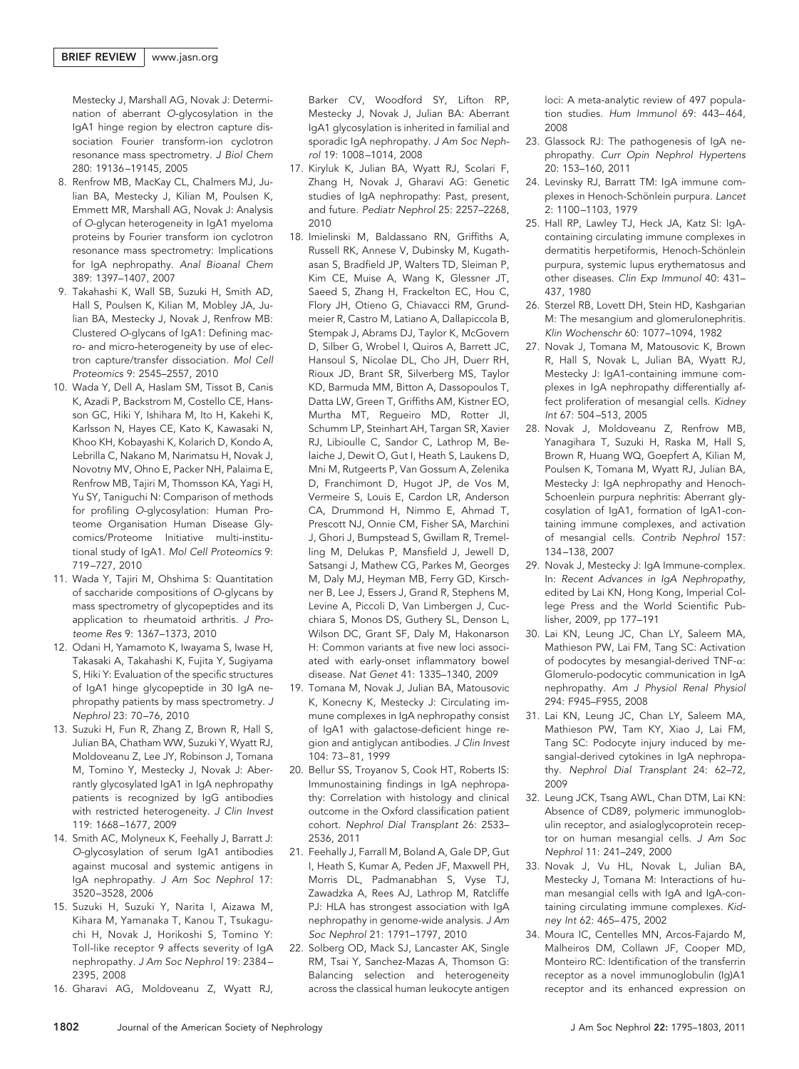Mestecky J, Marshall AG, Novak J: Determination of aberrant O-glycosylation in the IgA1 hinge region by electron capture dissociation Fourier transform-ion cyclotron resonance mass spectrometry. *J Biol Chem* 280: 19136–19145, 2005

8. Renfrow MB, MacKay CL, Chalmers MJ, Julian BA, Mestecky J, Kilian M, Poulsen K, Emmett MR, Marshall AG, Novak J: Analysis of O-glycan heterogeneity in IgA1 myeloma proteins by Fourier transform ion cyclotron resonance mass spectrometry: Implications for IgA nephropathy. *Anal Bioanal Chem* 389: 1397–1407, 2007
9. Takahashi K, Wall SB, Suzuki H, Smith AD, Hall S, Poulsen K, Kilian M, Mobley JA, Julian BA, Mestecky J, Novak J, Renfrow MB: Clustered O-glycans of IgA1: Defining macro- and micro-heterogeneity by use of electron capture/transfer dissociation. *Mol Cell Proteomics* 9: 2545–2557, 2010
10. Wada Y, Dell A, Haslam SM, Tissot B, Canis K, Azadi P, Backstrom M, Costello CE, Hansson GC, Hiki Y, Ishihara M, Ito H, Kakehi K, Karlsson N, Hayes CE, Kato K, Kawasaki N, Khoo KH, Kobayashi K, Kolarich D, Kondo A, Lebrilla C, Nakano M, Narimatsu H, Novak J, Novotny MV, Ohno E, Packer NH, Palaima E, Renfrow MB, Tajiri M, Thomsson KA, Yagi H, Yu SY, Taniguchi N: Comparison of methods for profiling O-glycosylation: Human Proteome Organisation Human Disease Glycomics/Proteome Initiative multi-institutional study of IgA1. *Mol Cell Proteomics* 9: 719–727, 2010
11. Wada Y, Tajiri M, Ohshima S: Quantitation of saccharide compositions of O-glycans by mass spectrometry of glycopeptides and its application to rheumatoid arthritis. *J Proteome Res* 9: 1367–1373, 2010
12. Odani H, Yamamoto K, Iwayama S, Iwase H, Takasaki A, Takahashi K, Fujita Y, Sugiyama S, Hiki Y: Evaluation of the specific structures of IgA1 hinge glycopeptide in 30 IgA nephropathy patients by mass spectrometry. *J Nephrol* 23: 70–76, 2010
13. Suzuki H, Fun R, Zhang Z, Brown R, Hall S, Julian BA, Chatham WW, Suzuki Y, Wyatt RJ, Moldoveanu Z, Lee JY, Robinson J, Tomana M, Tomino Y, Mestecky J, Novak J: Aberrantly glycosylated IgA1 in IgA nephropathy patients is recognized by IgG antibodies with restricted heterogeneity. *J Clin Invest* 119: 1668–1677, 2009
14. Smith AC, Molyneux K, Feehally J, Barratt J: O-glycosylation of serum IgA1 antibodies against mucosal and systemic antigens in IgA nephropathy. *J Am Soc Nephrol* 17: 3520–3528, 2006
15. Suzuki H, Suzuki Y, Narita I, Aizawa M, Kihara M, Yamanaka T, Kanou T, Tsukaguchi H, Novak J, Horikoshi S, Tomino Y: Toll-like receptor 9 affects severity of IgA nephropathy. *J Am Soc Nephrol* 19: 2384–2395, 2008
16. Gharavi AG, Moldoveanu Z, Wyatt RJ, Barker CV, Woodford SY, Lifton RP, Mestecky J, Novak J, Julian BA: Aberrant IgA1 glycosylation is inherited in familial and sporadic IgA nephropathy. *J Am Soc Nephrol* 19: 1008–1014, 2008
17. Kiryluk K, Julian BA, Wyatt RJ, Scolari F, Zhang H, Novak J, Gharavi AG: Genetic studies of IgA nephropathy: Past, present, and future. *Pediatr Nephrol* 25: 2257–2268, 2010
18. Imielinski M, Baldassano RN, Griffiths A, Russell RK, Annese V, Dubinsky M, Kugathasan S, Bradfield JP, Walters TD, Sleiman P, Kim CE, Muise A, Wang K, Glessner JT, Saeed S, Zhang H, Frackelton EC, Hou C, Flory JH, Otieno G, Chiavacci RM, Grundmeier R, Castro M, Latiano A, Dallapiccola B, Stempak J, Abrams DJ, Taylor K, McGovern D, Silber G, Wrobel I, Quiros A, Barrett JC, Hansoul S, Nicolae DL, Cho JH, Duerr RH, Rioux JD, Brant SR, Silverberg MS, Taylor KD, Barmuda MM, Bitton A, Dassopoulos T, Datta LW, Green T, Griffiths AM, Kistner EO, Murtha MT, Regueiro MD, Rotter JI, Schumm LP, Steinhart AH, Targan SR, Xavier RJ, Libioulle C, Sandor C, Lathrop M, Belaiche J, Dewit O, Gut I, Heath S, Laukens D, Mni M, Rutgeerts P, Van Gossum A, Zelenika D, Franchimont D, Hugot JP, de Vos M, Vermeire S, Louis E, Cardon LR, Anderson CA, Drummond H, Nimmo E, Ahmad T, Prescott NJ, Onnie CM, Fisher SA, Marchini J, Ghori J, Bumpstead S, Gwillam R, Tremelling M, Delukas P, Mansfield J, Jewell D, Satsangi J, Mathew CG, Parkes M, Georges M, Daly MJ, Heyman MB, Ferry GD, Kirschner B, Lee J, Essers J, Grand R, Stephens M, Levine A, Piccoli D, Van Limbergen J, Cucchiara S, Monos DS, Guthery SL, Denson L, Wilson DC, Grant SF, Daly M, Hakonarson H: Common variants at five new loci associated with early-onset inflammatory bowel disease. *Nat Genet* 41: 1335–1340, 2009
19. Tomana M, Novak J, Julian BA, Matousovic K, Konecny K, Mestecky J: Circulating immune complexes in IgA nephropathy consist of IgA1 with galactose-deficient hinge region and antiglycan antibodies. *J Clin Invest* 104: 73–81, 1999
20. Bellur SS, Troyanov S, Cook HT, Roberts IS: Immunostaining findings in IgA nephropathy: Correlation with histology and clinical outcome in the Oxford classification patient cohort. *Nephrol Dial Transplant* 26: 2533–2536, 2011
21. Feehally J, Farrall M, Boland A, Gale DP, Gut I, Heath S, Kumar A, Peden JF, Maxwell PH, Morris DL, Padmanabhan S, Vyse TJ, Zawadzka A, Rees AJ, Lathrop M, Ratcliffe PJ: HLA has strongest association with IgA nephropathy in genome-wide analysis. *J Am Soc Nephrol* 21: 1791–1797, 2010
22. Solberg OD, Mack SJ, Lancaster AK, Single RM, Tsai Y, Sanchez-Mazas A, Thomson G: Balancing selection and heterogeneity across the classical human leukocyte antigen loci: A meta-analytic review of 497 population studies. *Hum Immunol* 69: 443–464, 2008
23. Glassock RJ: The pathogenesis of IgA nephropathy. *Curr Opin Nephrol Hypertens* 20: 153–160, 2011
24. Levinsky RJ, Barratt TM: IgA immune complexes in Henoch-Schönlein purpura. *Lancet* 2: 1100–1103, 1979
25. Hall RP, Lawley TJ, Heck JA, Katz SI: IgA-containing circulating immune complexes in dermatitis herpetiformis, Henoch-Schönlein purpura, systemic lupus erythematosus and other diseases. *Clin Exp Immunol* 40: 431–437, 1980
26. Sterzel RB, Lovett DH, Stein HD, Kashgarian M: The mesangium and glomerulonephritis. *Klin Wochenschr* 60: 1077–1094, 1982
27. Novak J, Tomana M, Matousovic K, Brown R, Hall S, Novak L, Julian BA, Wyatt RJ, Mestecky J: IgA1-containing immune complexes in IgA nephropathy differentially affect proliferation of mesangial cells. *Kidney Int* 67: 504–513, 2005
28. Novak J, Moldoveanu Z, Renfrow MB, Yanagihara T, Suzuki H, Raska M, Hall S, Brown R, Huang WQ, Goepfert A, Kilian M, Poulsen K, Tomana M, Wyatt RJ, Julian BA, Mestecky J: IgA nephropathy and Henoch-Schoenlein purpura nephritis: Aberrant glycosylation of IgA1, formation of IgA1-containing immune complexes, and activation of mesangial cells. *Contrib Nephrol* 157: 134–138, 2007
29. Novak J, Mestecky J: IgA Immune-complex. In: *Recent Advances in IgA Nephropathy*, edited by Lai KN, Hong Kong, Imperial College Press and the World Scientific Publisher, 2009, pp 177–191
30. Lai KN, Leung JC, Chan LY, Saleem MA, Mathieson PW, Lai FM, Tang SC: Activation of podocytes by mesangial-derived TNF-$\alpha$: Glomerulo-podocytic communication in IgA nephropathy. *Am J Physiol Renal Physiol* 294: F945–F955, 2008
31. Lai KN, Leung JC, Chan LY, Saleem MA, Mathieson PW, Tam KY, Xiao J, Lai FM, Tang SC: Podocyte injury induced by mesangial-derived cytokines in IgA nephropathy. *Nephrol Dial Transplant* 24: 62–72, 2009
32. Leung JCK, Tsang AWL, Chan DTM, Lai KN: Absence of CD89, polymeric immunoglobulin receptor, and asialoglycoprotein receptor on human mesangial cells. *J Am Soc Nephrol* 11: 241–249, 2000
33. Novak J, Vu HL, Novak L, Julian BA, Mestecky J, Tomana M: Interactions of human mesangial cells with IgA and IgA-containing circulating immune complexes. *Kidney Int* 62: 465–475, 2002
34. Moura IC, Centelles MN, Arcos-Fajardo M, Malheiros DM, Collawn JF, Cooper MD, Monteiro RC: Identification of the transferrin receptor as a novel immunoglobulin (Ig)A1 receptor and its enhanced expression on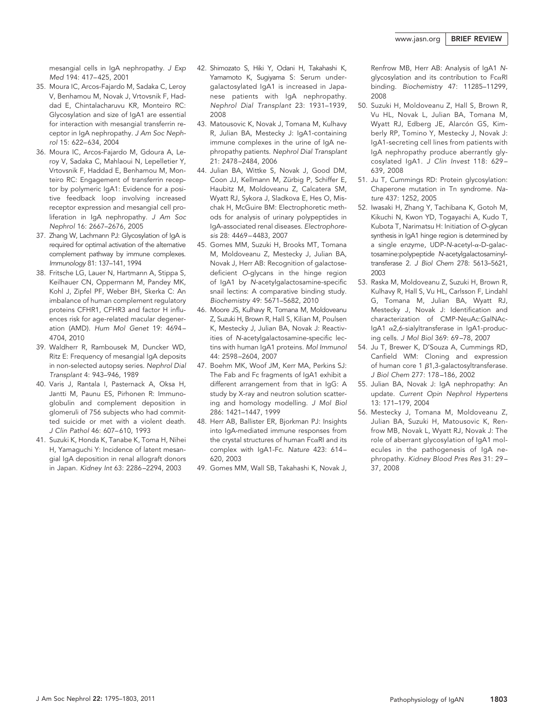mesangial cells in IgA nephropathy. *J Exp Med* 194: 417–425, 2001

35. Moura IC, Arcos-Fajardo M, Sadaka C, Leroy V, Benhamou M, Novak J, Vrtovsnik F, Haddad E, Chintalacharuvu KR, Monteiro RC: Glycosylation and size of IgA1 are essential for interaction with mesangial transferrin receptor in IgA nephropathy. *J Am Soc Nephrol* 15: 622–634, 2004
36. Moura IC, Arcos-Fajardo M, Gdoura A, Leroy V, Sadaka C, Mahlaoui N, Lepelletier Y, Vrtovsnik F, Haddad E, Benhamou M, Monteiro RC: Engagement of transferrin receptor by polymeric IgA1: Evidence for a positive feedback loop involving increased receptor expression and mesangial cell proliferation in IgA nephropathy. *J Am Soc Nephrol* 16: 2667–2676, 2005
37. Zhang W, Lachmann PJ: Glycosylation of IgA is required for optimal activation of the alternative complement pathway by immune complexes. *Immunology* 81: 137–141, 1994
38. Fritsche LG, Lauer N, Hartmann A, Stippa S, Keilhauer CN, Oppermann M, Pandey MK, Kohl J, Zipfel PF, Weber BH, Skerka C: An imbalance of human complement regulatory proteins CFHR1, CFHR3 and factor H influences risk for age-related macular degeneration (AMD). *Hum Mol Genet* 19: 4694–4704, 2010
39. Waldherr R, Rambousek M, Duncker WD, Ritz E: Frequency of mesangial IgA deposits in non-selected autopsy series. *Nephrol Dial Transplant* 4: 943–946, 1989
40. Varis J, Rantala I, Pasternack A, Oksa H, Jantti M, Paunu ES, Pirhonen R: Immunoglobulin and complement deposition in glomeruli of 756 subjects who had committed suicide or met with a violent death. *J Clin Pathol* 46: 607–610, 1993
41. Suzuki K, Honda K, Tanabe K, Toma H, Nihei H, Yamaguchi Y: Incidence of latent mesangial IgA deposition in renal allograft donors in Japan. *Kidney Int* 63: 2286–2294, 2003
42. Shimozato S, Hiki Y, Odani H, Takahashi K, Yamamoto K, Sugiyama S: Serum undergalactosylated IgA1 is increased in Japanese patients with IgA nephropathy. *Nephrol Dial Transplant* 23: 1931–1939, 2008
43. Matousovic K, Novak J, Tomana M, Kulhavy R, Julian BA, Mestecky J: IgA1-containing immune complexes in the urine of IgA nephropathy patients. *Nephrol Dial Transplant* 21: 2478–2484, 2006
44. Julian BA, Wittke S, Novak J, Good DM, Coon JJ, Kellmann M, Zürbig P, Schiffer E, Haubitz M, Moldoveanu Z, Calcatera SM, Wyatt RJ, Sykora J, Sladkova E, Hes O, Mischak H, McGuire BM: Electrophoretic methods for analysis of urinary polypeptides in IgA-associated renal diseases. *Electrophoresis* 28: 4469–4483, 2007
45. Gomes MM, Suzuki H, Brooks MT, Tomana M, Moldoveanu Z, Mestecky J, Julian BA, Novak J, Herr AB: Recognition of galactose-deficient *O*-glycans in the hinge region of IgA1 by *N*-acetylgalactosamine-specific snail lectins: A comparative binding study. *Biochemistry* 49: 5671–5682, 2010
46. Moore JS, Kulhavy R, Tomana M, Moldoveanu Z, Suzuki H, Brown R, Hall S, Kilian M, Poulsen K, Mestecky J, Julian BA, Novak J: Reactivities of *N*-acetylgalactosamine-specific lectins with human IgA1 proteins. *Mol Immunol* 44: 2598–2604, 2007
47. Boehm MK, Woof JM, Kerr MA, Perkins SJ: The Fab and Fc fragments of IgA1 exhibit a different arrangement from that in IgG: A study by X-ray and neutron solution scattering and homology modelling. *J Mol Biol* 286: 1421–1447, 1999
48. Herr AB, Ballister ER, Bjorkman PJ: Insights into IgA-mediated immune responses from the crystal structures of human FcαRI and its complex with IgA1-Fc. *Nature* 423: 614–620, 2003
49. Gomes MM, Wall SB, Takahashi K, Novak J, Renfrow MB, Herr AB: Analysis of IgA1 *N*-glycosylation and its contribution to FcαRI binding. *Biochemistry* 47: 11285–11299, 2008
50. Suzuki H, Moldoveanu Z, Hall S, Brown R, Vu HL, Novak L, Julian BA, Tomana M, Wyatt RJ, Edberg JE, Alarcón GS, Kimberly RP, Tomino Y, Mestecky J, Novak J: IgA1-secreting cell lines from patients with IgA nephropathy produce aberrantly glycosylated IgA1. *J Clin Invest* 118: 629–639, 2008
51. Ju T, Cummings RD: Protein glycosylation: Chaperone mutation in Tn syndrome. *Nature* 437: 1252, 2005
52. Iwasaki H, Zhang Y, Tachibana K, Gotoh M, Kikuchi N, Kwon YD, Togayachi A, Kudo T, Kubota T, Narimatsu H: Initiation of *O*-glycan synthesis in IgA1 hinge region is determined by a single enzyme, UDP-*N*-acetyl-α-D-galactosamine:polypeptide *N*-acetylgalactosaminyltransferase 2. *J Biol Chem* 278: 5613–5621, 2003
53. Raska M, Moldoveanu Z, Suzuki H, Brown R, Kulhavy R, Hall S, Vu HL, Carlsson F, Lindahl G, Tomana M, Julian BA, Wyatt RJ, Mestecky J, Novak J: Identification and characterization of CMP-NeuAc:GalNAc-IgA1 α2,6-sialyltransferase in IgA1-producing cells. *J Mol Biol* 369: 69–78, 2007
54. Ju T, Brewer K, D'Souza A, Cummings RD, Canfield WM: Cloning and expression of human core 1 β1,3-galactosyltransferase. *J Biol Chem* 277: 178–186, 2002
55. Julian BA, Novak J: IgA nephropathy: An update. *Current Opin Nephrol Hypertens* 13: 171–179, 2004
56. Mestecky J, Tomana M, Moldoveanu Z, Julian BA, Suzuki H, Matousovic K, Renfrow MB, Novak L, Wyatt RJ, Novak J: The role of aberrant glycosylation of IgA1 molecules in the pathogenesis of IgA nephropathy. *Kidney Blood Pres Res* 31: 29–37, 2008